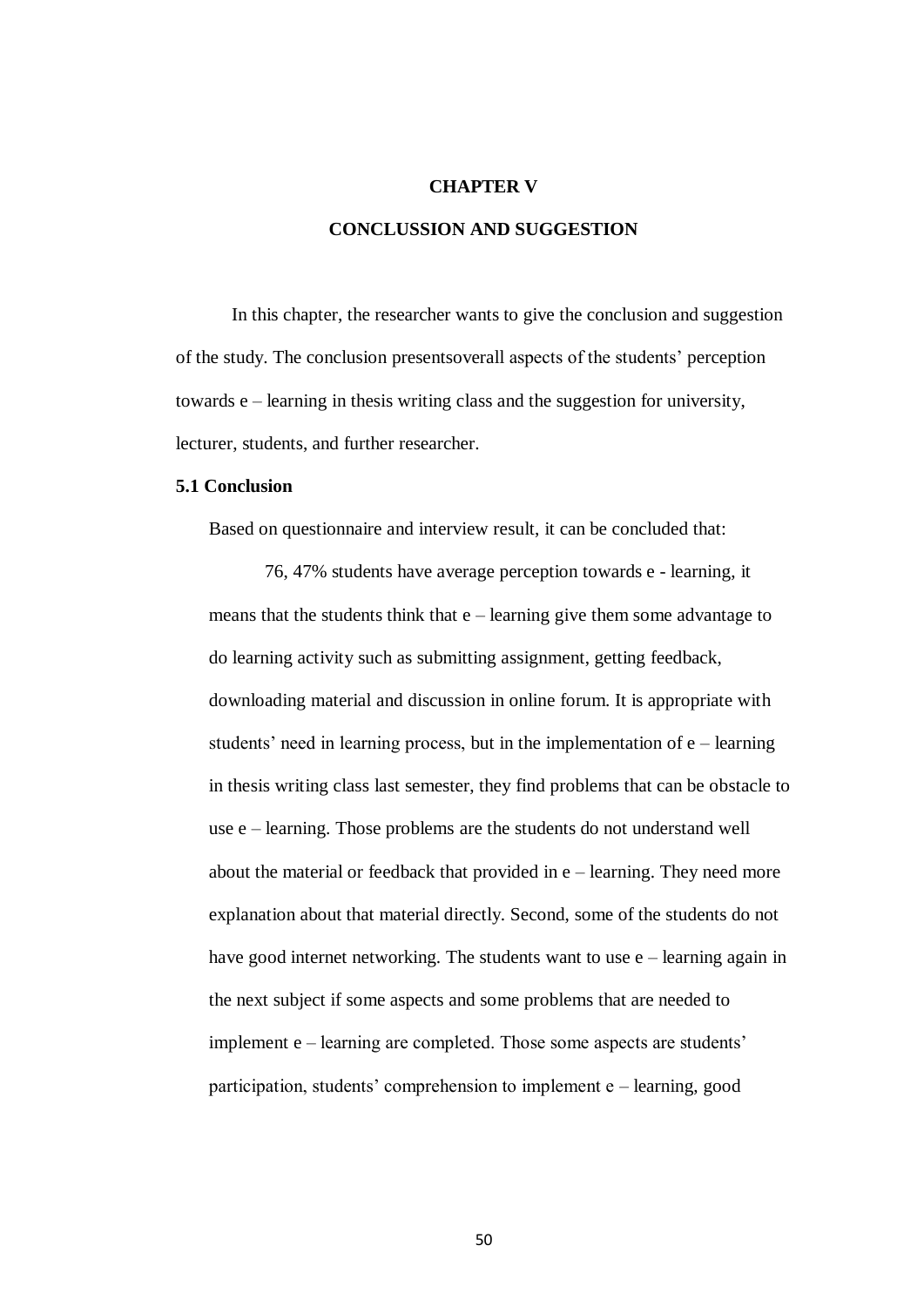# CHAPTER V

# CONCLUSSION AND SUGGESTION

In this chapter, the researcher wants to give the conclusion and suggestion of the study. The conclusion presentsoverall aspects of the students' perception towards e – learning in thesis writing class and the suggestion for university, lecturer, students, and further researcher.

## 5.1 Conclusion

Based on questionnaire and interview result, it can be concluded that:

76, 47% students have average perception towards e - learning, it means that the students think that e – learning give them some advantage to do learning activity such as submitting assignment, getting feedback, downloading material and discussion in online forum. It is appropriate with students' need in learning process, but in the implementation of e – learning in thesis writing class last semester, they find problems that can be obstacle to use e – learning. Those problems are the students do not understand well about the material or feedback that provided in e – learning. They need more explanation about that material directly. Second, some of the students do not have good internet networking. The students want to use e – learning again in the next subject if some aspects and some problems that are needed to implement e – learning are completed. Those some aspects are students' participation, students' comprehension to implement e – learning, good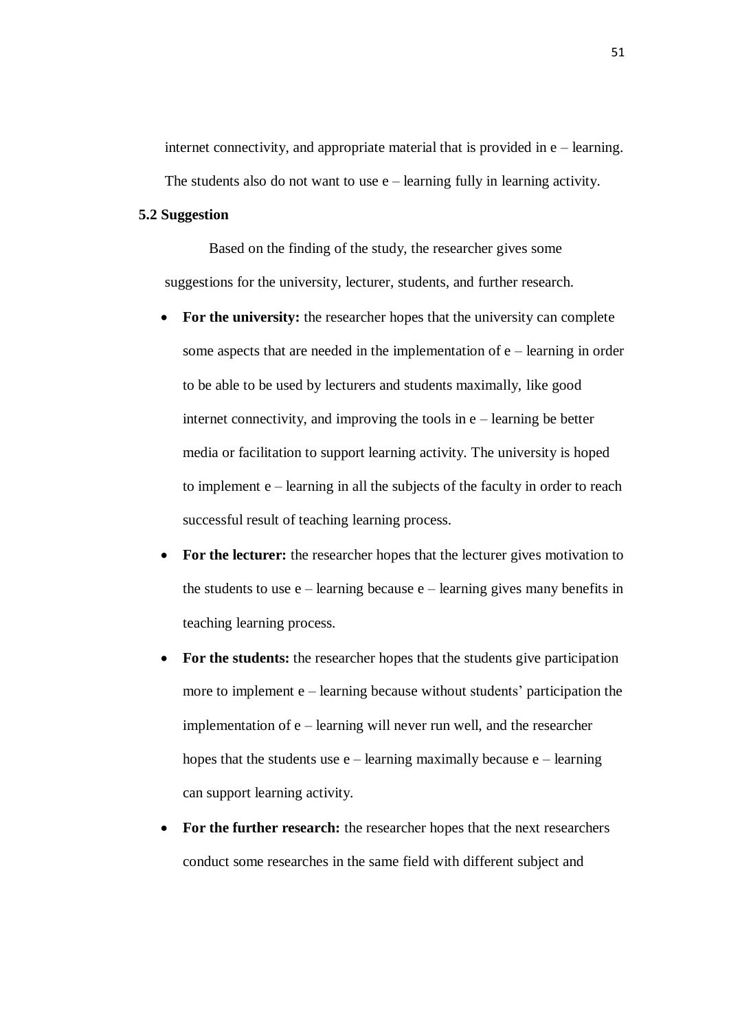internet connectivity, and appropriate material that is provided in e – learning. The students also do not want to use e – learning fully in learning activity.

## 5.2 Suggestion

Based on the finding of the study, the researcher gives some suggestions for the university, lecturer, students, and further research.

- **For the university:** the researcher hopes that the university can complete some aspects that are needed in the implementation of e – learning in order to be able to be used by lecturers and students maximally, like good internet connectivity, and improving the tools in e – learning be better media or facilitation to support learning activity. The university is hoped to implement e – learning in all the subjects of the faculty in order to reach successful result of teaching learning process.
- **For the lecturer:** the researcher hopes that the lecturer gives motivation to the students to use e – learning because e – learning gives many benefits in teaching learning process.
- **For the students:** the researcher hopes that the students give participation more to implement e – learning because without students' participation the implementation of e – learning will never run well, and the researcher hopes that the students use e – learning maximally because e – learning can support learning activity.
- **For the further research:** the researcher hopes that the next researchers conduct some researches in the same field with different subject and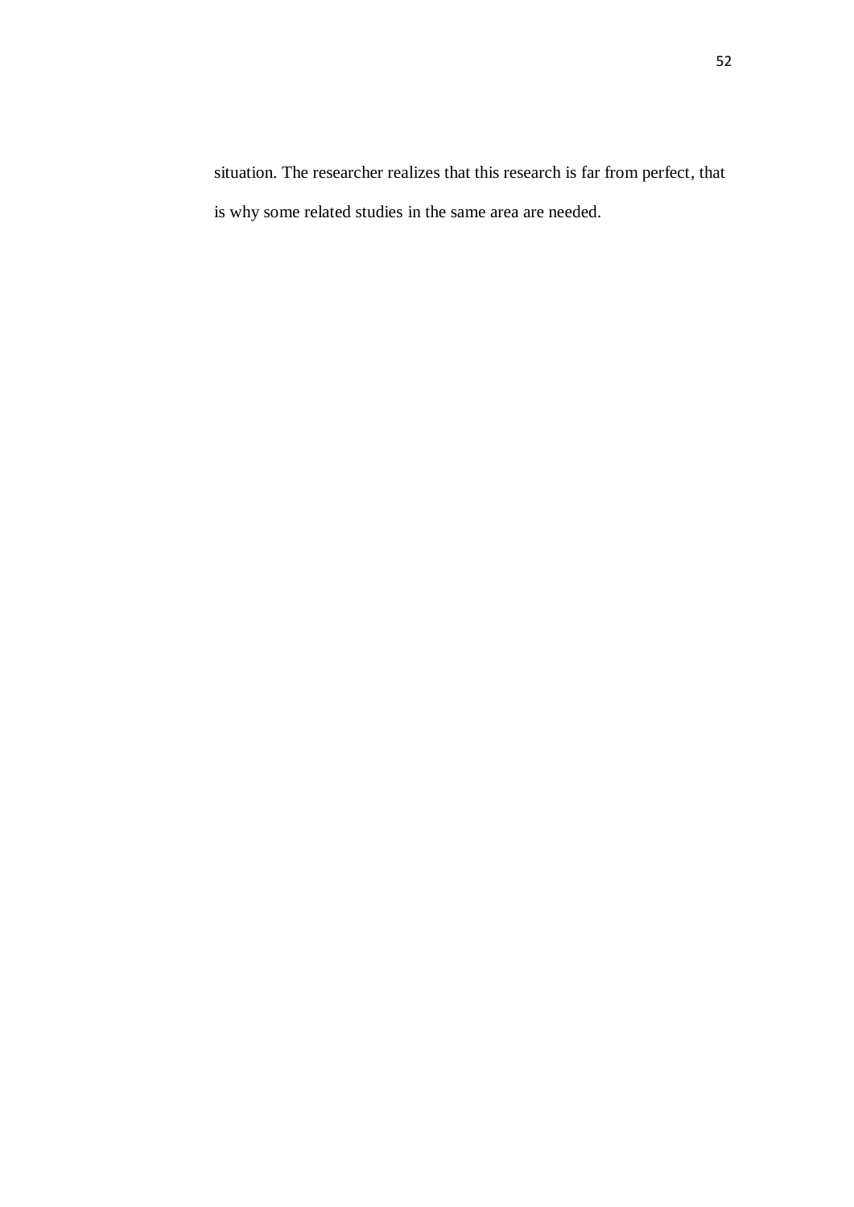situation. The researcher realizes that this research is far from perfect, that is why some related studies in the same area are needed.